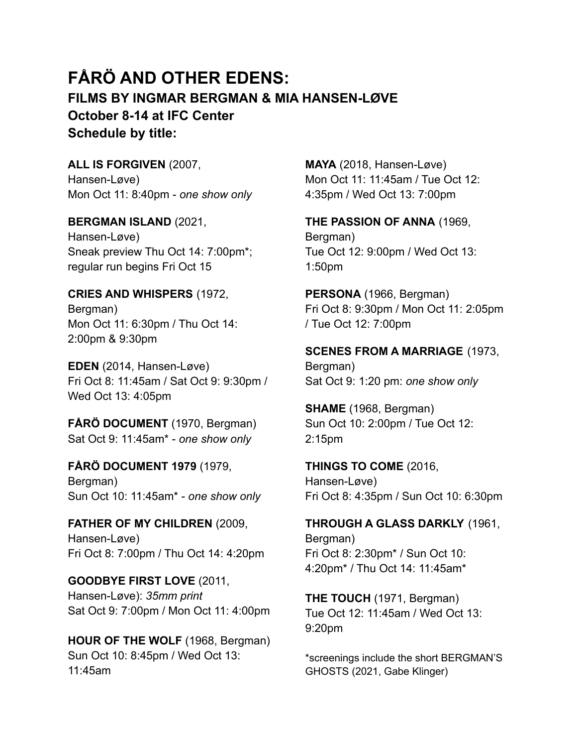# FÅRÖ AND OTHER EDENS:

### FILMS BY INGMAR BERGMAN & MIA HANSEN-LØVE

### October 8-14 at IFC Center

### Schedule by title:

**ALL IS FORGIVEN** (2007, Hansen-Løve)
Mon Oct 11: 8:40pm - *one show only*

**BERGMAN ISLAND** (2021, Hansen-Løve)
Sneak preview Thu Oct 14: 7:00pm*; regular run begins Fri Oct 15

**CRIES AND WHISPERS** (1972, Bergman)
Mon Oct 11: 6:30pm / Thu Oct 14: 2:00pm & 9:30pm

**EDEN** (2014, Hansen-Løve)
Fri Oct 8: 11:45am / Sat Oct 9: 9:30pm / Wed Oct 13: 4:05pm

**FÅRÖ DOCUMENT** (1970, Bergman)
Sat Oct 9: 11:45am* - *one show only*

**FÅRÖ DOCUMENT 1979** (1979, Bergman)
Sun Oct 10: 11:45am* - *one show only*

**FATHER OF MY CHILDREN** (2009, Hansen-Løve)
Fri Oct 8: 7:00pm / Thu Oct 14: 4:20pm

**GOODBYE FIRST LOVE** (2011, Hansen-Løve): *35mm print*
Sat Oct 9: 7:00pm / Mon Oct 11: 4:00pm

**HOUR OF THE WOLF** (1968, Bergman)
Sun Oct 10: 8:45pm / Wed Oct 13: 11:45am

**MAYA** (2018, Hansen-Løve)
Mon Oct 11: 11:45am / Tue Oct 12: 4:35pm / Wed Oct 13: 7:00pm

**THE PASSION OF ANNA** (1969, Bergman)
Tue Oct 12: 9:00pm / Wed Oct 13: 1:50pm

**PERSONA** (1966, Bergman)
Fri Oct 8: 9:30pm / Mon Oct 11: 2:05pm / Tue Oct 12: 7:00pm

**SCENES FROM A MARRIAGE** (1973, Bergman)
Sat Oct 9: 1:20 pm: *one show only*

**SHAME** (1968, Bergman)
Sun Oct 10: 2:00pm / Tue Oct 12: 2:15pm

**THINGS TO COME** (2016, Hansen-Løve)
Fri Oct 8: 4:35pm / Sun Oct 10: 6:30pm

**THROUGH A GLASS DARKLY** (1961, Bergman)
Fri Oct 8: 2:30pm* / Sun Oct 10: 4:20pm* / Thu Oct 14: 11:45am*

**THE TOUCH** (1971, Bergman)
Tue Oct 12: 11:45am / Wed Oct 13: 9:20pm

*screenings include the short BERGMAN'S GHOSTS (2021, Gabe Klinger)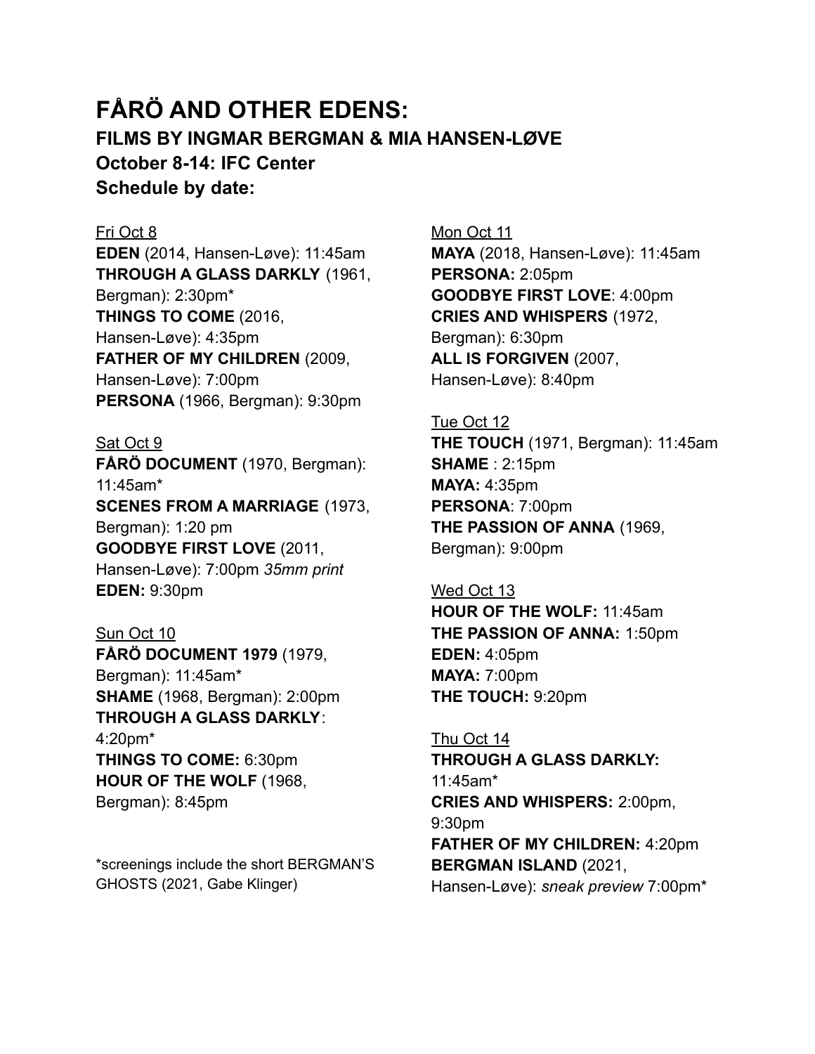# FÅRÖ AND OTHER EDENS:

## FILMS BY INGMAR BERGMAN & MIA HANSEN-LØVE

### October 8-14: IFC Center

### Schedule by date:

Fri Oct 8

**EDEN** (2014, Hansen-Løve): 11:45am
**THROUGH A GLASS DARKLY** (1961, Bergman): 2:30pm*
**THINGS TO COME** (2016, Hansen-Løve): 4:35pm
**FATHER OF MY CHILDREN** (2009, Hansen-Løve): 7:00pm
**PERSONA** (1966, Bergman): 9:30pm

Sat Oct 9

**FÅRÖ DOCUMENT** (1970, Bergman): 11:45am*
**SCENES FROM A MARRIAGE** (1973, Bergman): 1:20 pm
**GOODBYE FIRST LOVE** (2011, Hansen-Løve): 7:00pm *35mm print*
**EDEN:** 9:30pm

Sun Oct 10

**FÅRÖ DOCUMENT 1979** (1979, Bergman): 11:45am*
**SHAME** (1968, Bergman): 2:00pm
**THROUGH A GLASS DARKLY**: 4:20pm*
**THINGS TO COME:** 6:30pm
**HOUR OF THE WOLF** (1968, Bergman): 8:45pm

*screenings include the short BERGMAN'S GHOSTS (2021, Gabe Klinger)

Mon Oct 11

**MAYA** (2018, Hansen-Løve): 11:45am
**PERSONA:** 2:05pm
**GOODBYE FIRST LOVE**: 4:00pm
**CRIES AND WHISPERS** (1972, Bergman): 6:30pm
**ALL IS FORGIVEN** (2007, Hansen-Løve): 8:40pm

Tue Oct 12

**THE TOUCH** (1971, Bergman): 11:45am
**SHAME** : 2:15pm
**MAYA:** 4:35pm
**PERSONA**: 7:00pm
**THE PASSION OF ANNA** (1969, Bergman): 9:00pm

Wed Oct 13

**HOUR OF THE WOLF:** 11:45am
**THE PASSION OF ANNA:** 1:50pm
**EDEN:** 4:05pm
**MAYA:** 7:00pm
**THE TOUCH:** 9:20pm

Thu Oct 14

**THROUGH A GLASS DARKLY:** 11:45am*
**CRIES AND WHISPERS:** 2:00pm, 9:30pm
**FATHER OF MY CHILDREN:** 4:20pm
**BERGMAN ISLAND** (2021, Hansen-Løve): *sneak preview* 7:00pm*